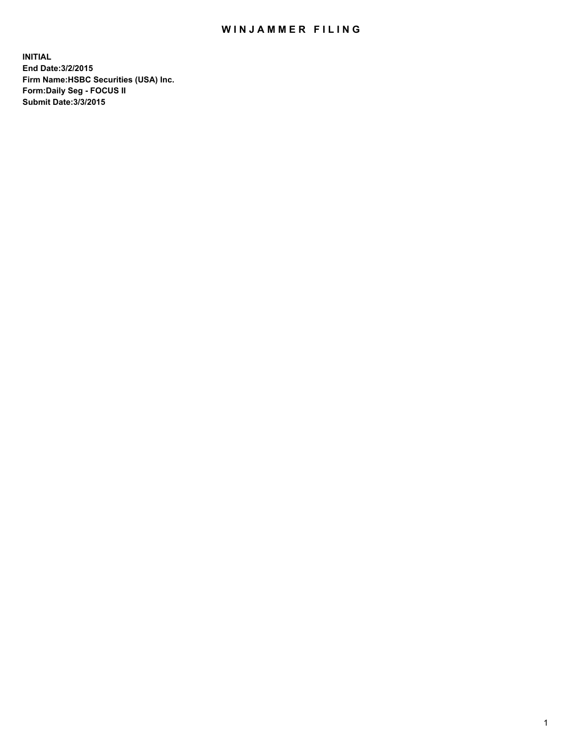# WINJAMMER FILING

**INITIAL**
**End Date:3/2/2015**
**Firm Name:HSBC Securities (USA) Inc.**
**Form:Daily Seg - FOCUS II**
**Submit Date:3/3/2015**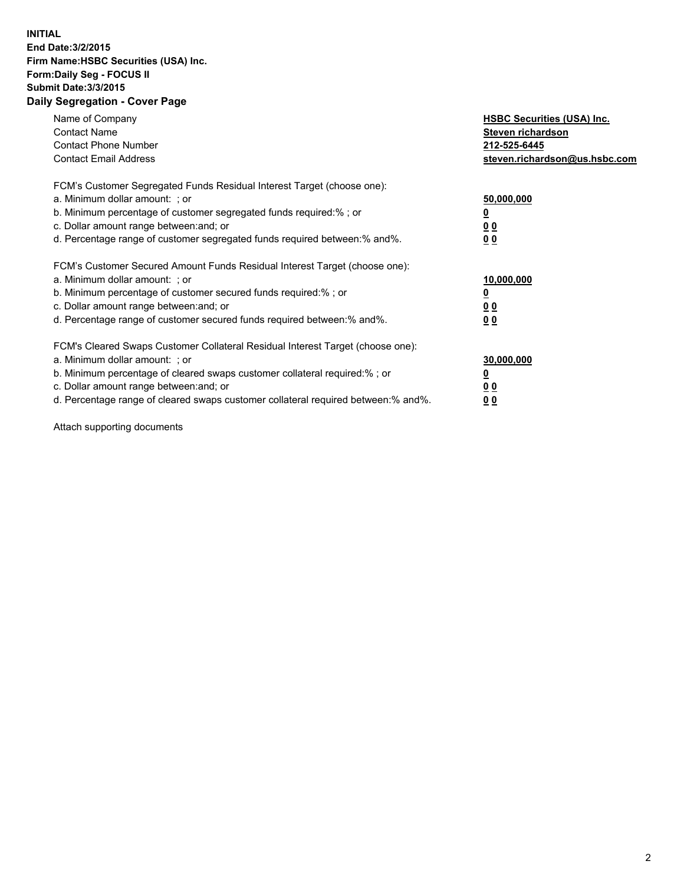**INITIAL**
**End Date:3/2/2015**
**Firm Name:HSBC Securities (USA) Inc.**
**Form:Daily Seg - FOCUS II**
**Submit Date:3/3/2015**

## Daily Segregation - Cover Page

| | |
|---|---|
| Name of Company | **HSBC Securities (USA) Inc.** |
| Contact Name | **Steven richardson** |
| Contact Phone Number | **212-525-6445** |
| Contact Email Address | **steven.richardson@us.hsbc.com** |
| FCM's Customer Segregated Funds Residual Interest Target (choose one): | |
| a. Minimum dollar amount: ; or | **50,000,000** |
| b. Minimum percentage of customer segregated funds required:% ; or | **0** |
| c. Dollar amount range between:and; or | **0 0** |
| d. Percentage range of customer segregated funds required between:% and%. | **0 0** |
| FCM's Customer Secured Amount Funds Residual Interest Target (choose one): | |
| a. Minimum dollar amount: ; or | **10,000,000** |
| b. Minimum percentage of customer secured funds required:% ; or | **0** |
| c. Dollar amount range between:and; or | **0 0** |
| d. Percentage range of customer secured funds required between:% and%. | **0 0** |
| FCM's Cleared Swaps Customer Collateral Residual Interest Target (choose one): | |
| a. Minimum dollar amount: ; or | **30,000,000** |
| b. Minimum percentage of cleared swaps customer collateral required:% ; or | **0** |
| c. Dollar amount range between:and; or | **0 0** |
| d. Percentage range of cleared swaps customer collateral required between:% and%. | **0 0** |

Attach supporting documents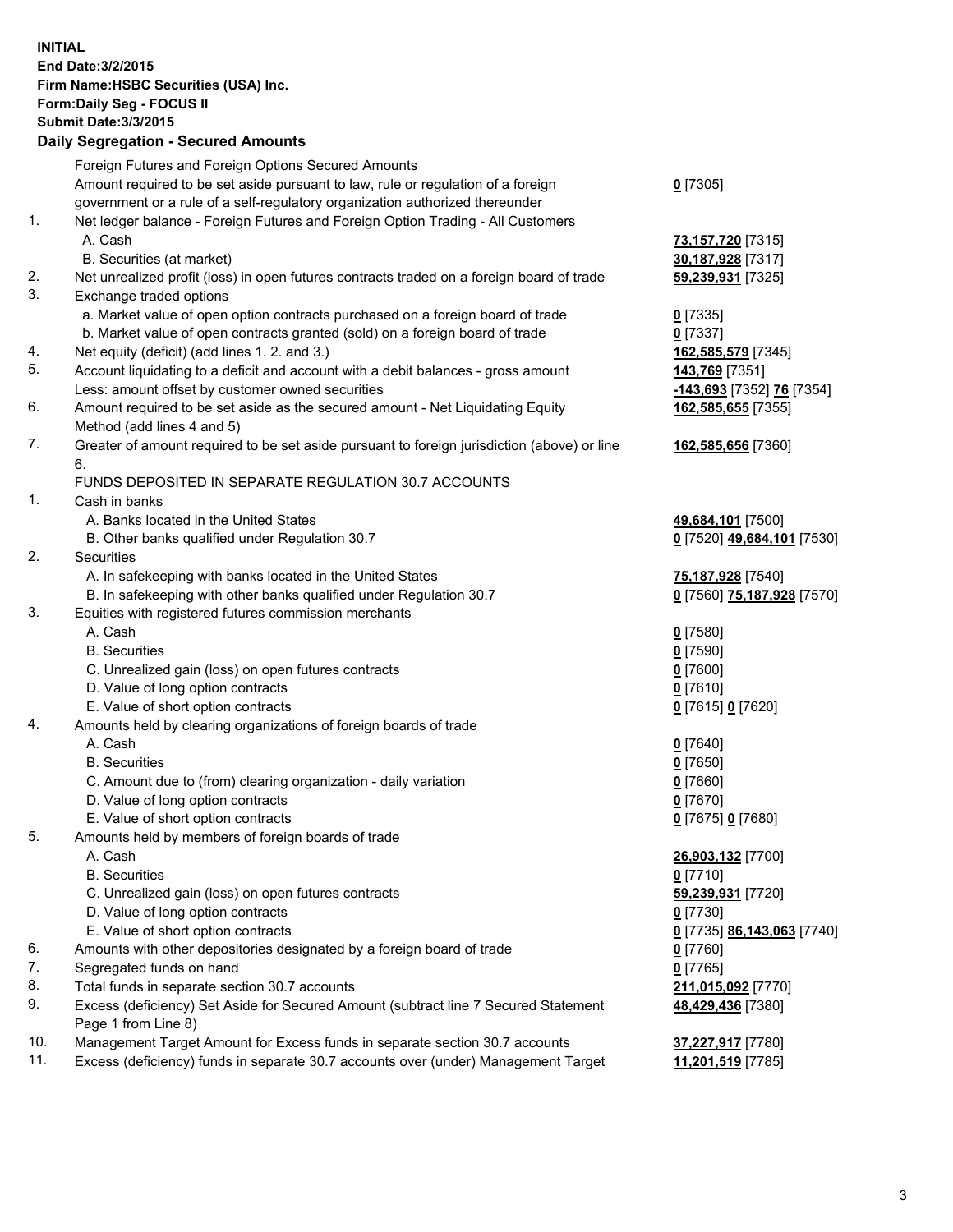**INITIAL**
**End Date:3/2/2015**
**Firm Name:HSBC Securities (USA) Inc.**
**Form:Daily Seg - FOCUS II**
**Submit Date:3/3/2015**

## Daily Segregation - Secured Amounts

| | | |
|---|---|---|
| | Foreign Futures and Foreign Options Secured Amounts | |
| | Amount required to be set aside pursuant to law, rule or regulation of a foreign government or a rule of a self-regulatory organization authorized thereunder | **0** [7305] |
| 1. | Net ledger balance - Foreign Futures and Foreign Option Trading - All Customers | |
| | A. Cash | **73,157,720** [7315] |
| | B. Securities (at market) | **30,187,928** [7317] |
| 2. | Net unrealized profit (loss) in open futures contracts traded on a foreign board of trade | **59,239,931** [7325] |
| 3. | Exchange traded options | |
| | a. Market value of open option contracts purchased on a foreign board of trade | **0** [7335] |
| | b. Market value of open contracts granted (sold) on a foreign board of trade | **0** [7337] |
| 4. | Net equity (deficit) (add lines 1. 2. and 3.) | **162,585,579** [7345] |
| 5. | Account liquidating to a deficit and account with a debit balances - gross amount | **143,769** [7351] |
| | Less: amount offset by customer owned securities | **-143,693** [7352] **76** [7354] |
| 6. | Amount required to be set aside as the secured amount - Net Liquidating Equity Method (add lines 4 and 5) | **162,585,655** [7355] |
| 7. | Greater of amount required to be set aside pursuant to foreign jurisdiction (above) or line 6. | **162,585,656** [7360] |
| | FUNDS DEPOSITED IN SEPARATE REGULATION 30.7 ACCOUNTS | |
| 1. | Cash in banks | |
| | A. Banks located in the United States | **49,684,101** [7500] |
| | B. Other banks qualified under Regulation 30.7 | **0** [7520] **49,684,101** [7530] |
| 2. | Securities | |
| | A. In safekeeping with banks located in the United States | **75,187,928** [7540] |
| | B. In safekeeping with other banks qualified under Regulation 30.7 | **0** [7560] **75,187,928** [7570] |
| 3. | Equities with registered futures commission merchants | |
| | A. Cash | **0** [7580] |
| | B. Securities | **0** [7590] |
| | C. Unrealized gain (loss) on open futures contracts | **0** [7600] |
| | D. Value of long option contracts | **0** [7610] |
| | E. Value of short option contracts | **0** [7615] **0** [7620] |
| 4. | Amounts held by clearing organizations of foreign boards of trade | |
| | A. Cash | **0** [7640] |
| | B. Securities | **0** [7650] |
| | C. Amount due to (from) clearing organization - daily variation | **0** [7660] |
| | D. Value of long option contracts | **0** [7670] |
| | E. Value of short option contracts | **0** [7675] **0** [7680] |
| 5. | Amounts held by members of foreign boards of trade | |
| | A. Cash | **26,903,132** [7700] |
| | B. Securities | **0** [7710] |
| | C. Unrealized gain (loss) on open futures contracts | **59,239,931** [7720] |
| | D. Value of long option contracts | **0** [7730] |
| | E. Value of short option contracts | **0** [7735] **86,143,063** [7740] |
| 6. | Amounts with other depositories designated by a foreign board of trade | **0** [7760] |
| 7. | Segregated funds on hand | **0** [7765] |
| 8. | Total funds in separate section 30.7 accounts | **211,015,092** [7770] |
| 9. | Excess (deficiency) Set Aside for Secured Amount (subtract line 7 Secured Statement Page 1 from Line 8) | **48,429,436** [7380] |
| 10. | Management Target Amount for Excess funds in separate section 30.7 accounts | **37,227,917** [7780] |
| 11. | Excess (deficiency) funds in separate 30.7 accounts over (under) Management Target | **11,201,519** [7785] |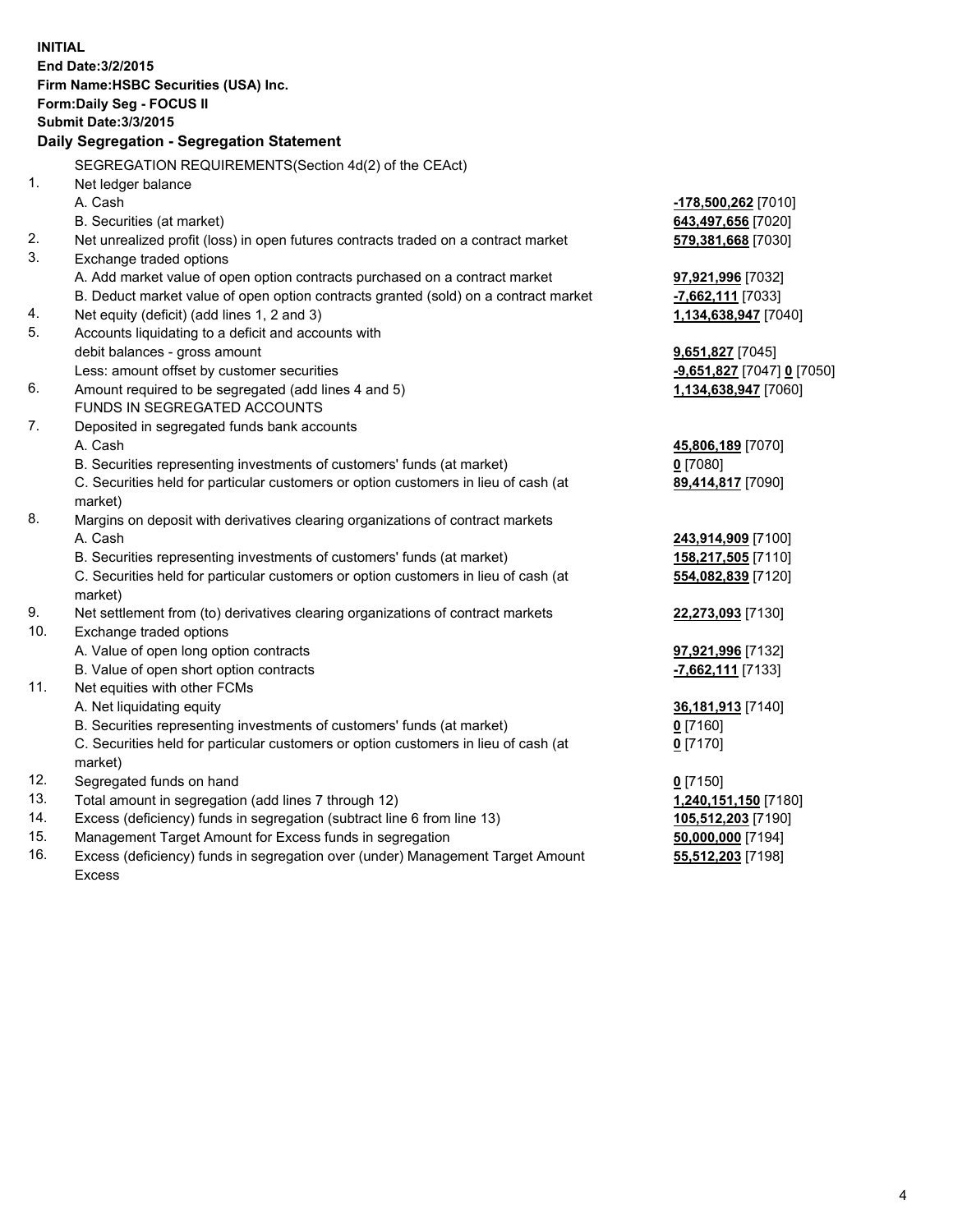**INITIAL**
**End Date:3/2/2015**
**Firm Name:HSBC Securities (USA) Inc.**
**Form:Daily Seg - FOCUS II**
**Submit Date:3/3/2015**

## Daily Segregation - Segregation Statement

| | | |
|---|---|---|
| | SEGREGATION REQUIREMENTS(Section 4d(2) of the CEAct) | |
| 1. | Net ledger balance | |
| | A. Cash | **-178,500,262** [7010] |
| | B. Securities (at market) | **643,497,656** [7020] |
| 2. | Net unrealized profit (loss) in open futures contracts traded on a contract market | **579,381,668** [7030] |
| 3. | Exchange traded options | |
| | A. Add market value of open option contracts purchased on a contract market | **97,921,996** [7032] |
| | B. Deduct market value of open option contracts granted (sold) on a contract market | **-7,662,111** [7033] |
| 4. | Net equity (deficit) (add lines 1, 2 and 3) | **1,134,638,947** [7040] |
| 5. | Accounts liquidating to a deficit and accounts with debit balances - gross amount | **9,651,827** [7045] |
| | Less: amount offset by customer securities | **-9,651,827** [7047] **0** [7050] |
| 6. | Amount required to be segregated (add lines 4 and 5) | **1,134,638,947** [7060] |
| | FUNDS IN SEGREGATED ACCOUNTS | |
| 7. | Deposited in segregated funds bank accounts | |
| | A. Cash | **45,806,189** [7070] |
| | B. Securities representing investments of customers' funds (at market) | **0** [7080] |
| | C. Securities held for particular customers or option customers in lieu of cash (at market) | **89,414,817** [7090] |
| 8. | Margins on deposit with derivatives clearing organizations of contract markets | |
| | A. Cash | **243,914,909** [7100] |
| | B. Securities representing investments of customers' funds (at market) | **158,217,505** [7110] |
| | C. Securities held for particular customers or option customers in lieu of cash (at market) | **554,082,839** [7120] |
| 9. | Net settlement from (to) derivatives clearing organizations of contract markets | **22,273,093** [7130] |
| 10. | Exchange traded options | |
| | A. Value of open long option contracts | **97,921,996** [7132] |
| | B. Value of open short option contracts | **-7,662,111** [7133] |
| 11. | Net equities with other FCMs | |
| | A. Net liquidating equity | **36,181,913** [7140] |
| | B. Securities representing investments of customers' funds (at market) | **0** [7160] |
| | C. Securities held for particular customers or option customers in lieu of cash (at market) | **0** [7170] |
| 12. | Segregated funds on hand | **0** [7150] |
| 13. | Total amount in segregation (add lines 7 through 12) | **1,240,151,150** [7180] |
| 14. | Excess (deficiency) funds in segregation (subtract line 6 from line 13) | **105,512,203** [7190] |
| 15. | Management Target Amount for Excess funds in segregation | **50,000,000** [7194] |
| 16. | Excess (deficiency) funds in segregation over (under) Management Target Amount Excess | **55,512,203** [7198] |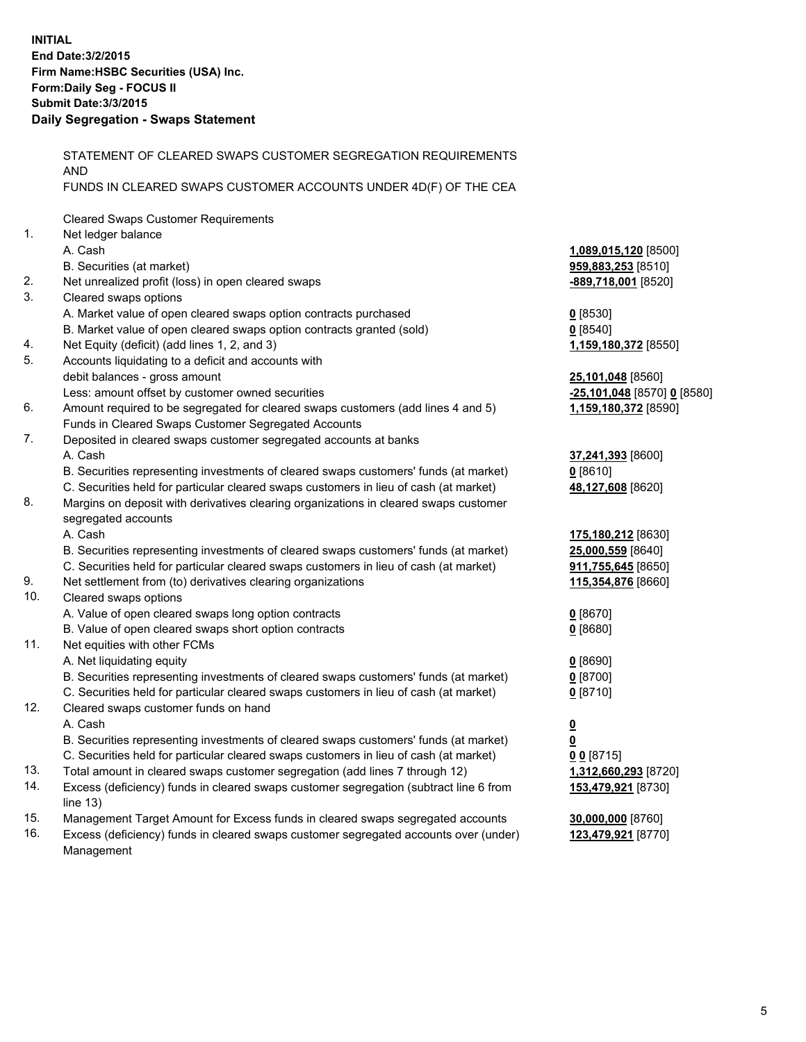**INITIAL**
**End Date:3/2/2015**
**Firm Name:HSBC Securities (USA) Inc.**
**Form:Daily Seg - FOCUS II**
**Submit Date:3/3/2015**
**Daily Segregation - Swaps Statement**

STATEMENT OF CLEARED SWAPS CUSTOMER SEGREGATION REQUIREMENTS AND FUNDS IN CLEARED SWAPS CUSTOMER ACCOUNTS UNDER 4D(F) OF THE CEA

| | | |
|---|---|---|
| | Cleared Swaps Customer Requirements | |
| 1. | Net ledger balance | |
| | A. Cash | **1,089,015,120** [8500] |
| | B. Securities (at market) | **959,883,253** [8510] |
| 2. | Net unrealized profit (loss) in open cleared swaps | **-889,718,001** [8520] |
| 3. | Cleared swaps options | |
| | A. Market value of open cleared swaps option contracts purchased | **0** [8530] |
| | B. Market value of open cleared swaps option contracts granted (sold) | **0** [8540] |
| 4. | Net Equity (deficit) (add lines 1, 2, and 3) | **1,159,180,372** [8550] |
| 5. | Accounts liquidating to a deficit and accounts with debit balances - gross amount | **25,101,048** [8560] |
| | Less: amount offset by customer owned securities | **-25,101,048** [8570] **0** [8580] |
| 6. | Amount required to be segregated for cleared swaps customers (add lines 4 and 5) | **1,159,180,372** [8590] |
| | Funds in Cleared Swaps Customer Segregated Accounts | |
| 7. | Deposited in cleared swaps customer segregated accounts at banks | |
| | A. Cash | **37,241,393** [8600] |
| | B. Securities representing investments of cleared swaps customers' funds (at market) | **0** [8610] |
| | C. Securities held for particular cleared swaps customers in lieu of cash (at market) | **48,127,608** [8620] |
| 8. | Margins on deposit with derivatives clearing organizations in cleared swaps customer segregated accounts | |
| | A. Cash | **175,180,212** [8630] |
| | B. Securities representing investments of cleared swaps customers' funds (at market) | **25,000,559** [8640] |
| | C. Securities held for particular cleared swaps customers in lieu of cash (at market) | **911,755,645** [8650] |
| 9. | Net settlement from (to) derivatives clearing organizations | **115,354,876** [8660] |
| 10. | Cleared swaps options | |
| | A. Value of open cleared swaps long option contracts | **0** [8670] |
| | B. Value of open cleared swaps short option contracts | **0** [8680] |
| 11. | Net equities with other FCMs | |
| | A. Net liquidating equity | **0** [8690] |
| | B. Securities representing investments of cleared swaps customers' funds (at market) | **0** [8700] |
| | C. Securities held for particular cleared swaps customers in lieu of cash (at market) | **0** [8710] |
| 12. | Cleared swaps customer funds on hand | |
| | A. Cash | **0** |
| | B. Securities representing investments of cleared swaps customers' funds (at market) | **0** |
| | C. Securities held for particular cleared swaps customers in lieu of cash (at market) | **0** **0** [8715] |
| 13. | Total amount in cleared swaps customer segregation (add lines 7 through 12) | **1,312,660,293** [8720] |
| 14. | Excess (deficiency) funds in cleared swaps customer segregation (subtract line 6 from line 13) | **153,479,921** [8730] |
| 15. | Management Target Amount for Excess funds in cleared swaps segregated accounts | **30,000,000** [8760] |
| 16. | Excess (deficiency) funds in cleared swaps customer segregated accounts over (under) Management | **123,479,921** [8770] |